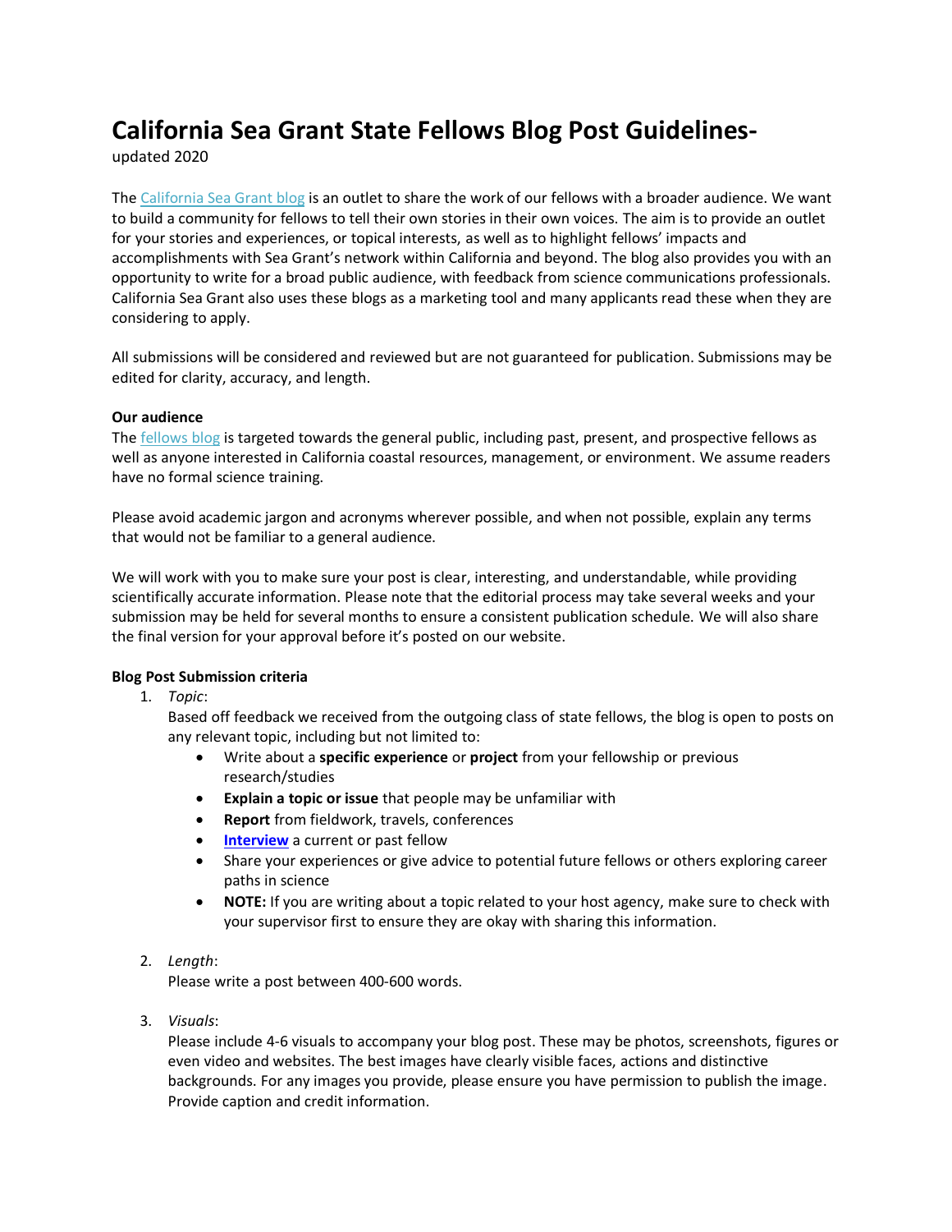# California Sea Grant State Fellows Blog Post Guidelines-

updated 2020

The [California Sea Grant blog](#) is an outlet to share the work of our fellows with a broader audience. We want to build a community for fellows to tell their own stories in their own voices. The aim is to provide an outlet for your stories and experiences, or topical interests, as well as to highlight fellows' impacts and accomplishments with Sea Grant's network within California and beyond. The blog also provides you with an opportunity to write for a broad public audience, with feedback from science communications professionals. California Sea Grant also uses these blogs as a marketing tool and many applicants read these when they are considering to apply.

All submissions will be considered and reviewed but are not guaranteed for publication. Submissions may be edited for clarity, accuracy, and length.

**Our audience**

The [fellows blog](#) is targeted towards the general public, including past, present, and prospective fellows as well as anyone interested in California coastal resources, management, or environment. We assume readers have no formal science training.

Please avoid academic jargon and acronyms wherever possible, and when not possible, explain any terms that would not be familiar to a general audience.

We will work with you to make sure your post is clear, interesting, and understandable, while providing scientifically accurate information. Please note that the editorial process may take several weeks and your submission may be held for several months to ensure a consistent publication schedule. We will also share the final version for your approval before it's posted on our website.

**Blog Post Submission criteria**

1. *Topic*:
   Based off feedback we received from the outgoing class of state fellows, the blog is open to posts on any relevant topic, including but not limited to:
   - Write about a **specific experience** or **project** from your fellowship or previous research/studies
   - **Explain a topic or issue** that people may be unfamiliar with
   - **Report** from fieldwork, travels, conferences
   - **[Interview](#)** a current or past fellow
   - Share your experiences or give advice to potential future fellows or others exploring career paths in science
   - **NOTE:** If you are writing about a topic related to your host agency, make sure to check with your supervisor first to ensure they are okay with sharing this information.

2. *Length*:
   Please write a post between 400-600 words.

3. *Visuals*:
   Please include 4-6 visuals to accompany your blog post. These may be photos, screenshots, figures or even video and websites. The best images have clearly visible faces, actions and distinctive backgrounds. For any images you provide, please ensure you have permission to publish the image. Provide caption and credit information.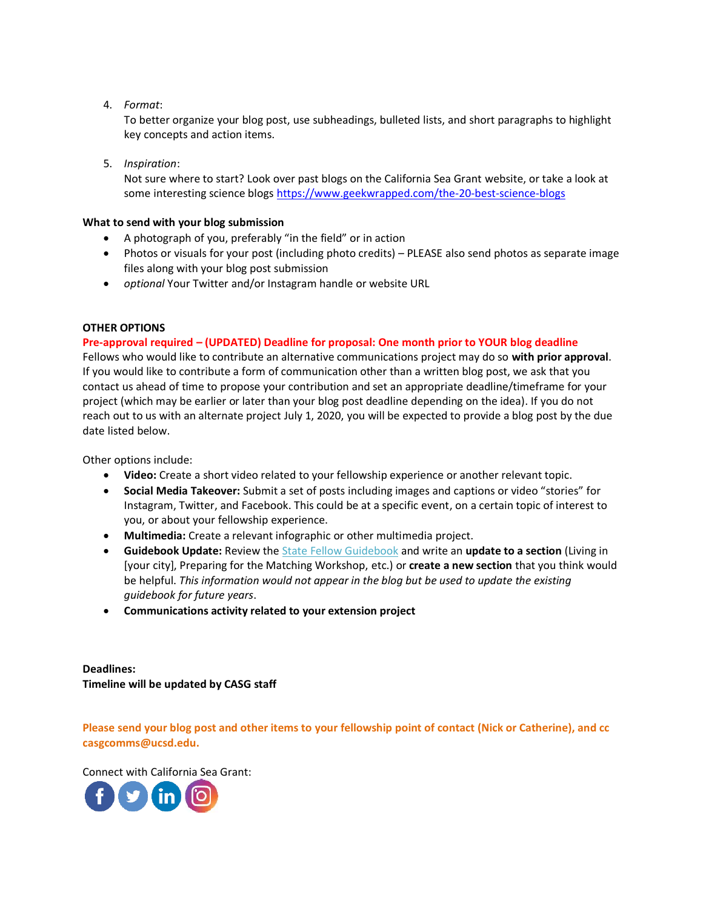4. *Format*:
   To better organize your blog post, use subheadings, bulleted lists, and short paragraphs to highlight key concepts and action items.

5. *Inspiration*:
   Not sure where to start? Look over past blogs on the California Sea Grant website, or take a look at some interesting science blogs https://www.geekwrapped.com/the-20-best-science-blogs

**What to send with your blog submission**

- A photograph of you, preferably "in the field" or in action
- Photos or visuals for your post (including photo credits) – PLEASE also send photos as separate image files along with your blog post submission
- *optional* Your Twitter and/or Instagram handle or website URL

**OTHER OPTIONS**

**Pre-approval required – (UPDATED) Deadline for proposal: One month prior to YOUR blog deadline**

Fellows who would like to contribute an alternative communications project may do so **with prior approval**. If you would like to contribute a form of communication other than a written blog post, we ask that you contact us ahead of time to propose your contribution and set an appropriate deadline/timeframe for your project (which may be earlier or later than your blog post deadline depending on the idea). If you do not reach out to us with an alternate project July 1, 2020, you will be expected to provide a blog post by the due date listed below.

Other options include:

- **Video:** Create a short video related to your fellowship experience or another relevant topic.
- **Social Media Takeover:** Submit a set of posts including images and captions or video "stories" for Instagram, Twitter, and Facebook. This could be at a specific event, on a certain topic of interest to you, or about your fellowship experience.
- **Multimedia:** Create a relevant infographic or other multimedia project.
- **Guidebook Update:** Review the State Fellow Guidebook and write an **update to a section** (Living in [your city], Preparing for the Matching Workshop, etc.) or **create a new section** that you think would be helpful. *This information would not appear in the blog but be used to update the existing guidebook for future years*.
- **Communications activity related to your extension project**

**Deadlines:**
**Timeline will be updated by CASG staff**

**Please send your blog post and other items to your fellowship point of contact (Nick or Catherine), and cc casgcomms@ucsd.edu.**

Connect with California Sea Grant: